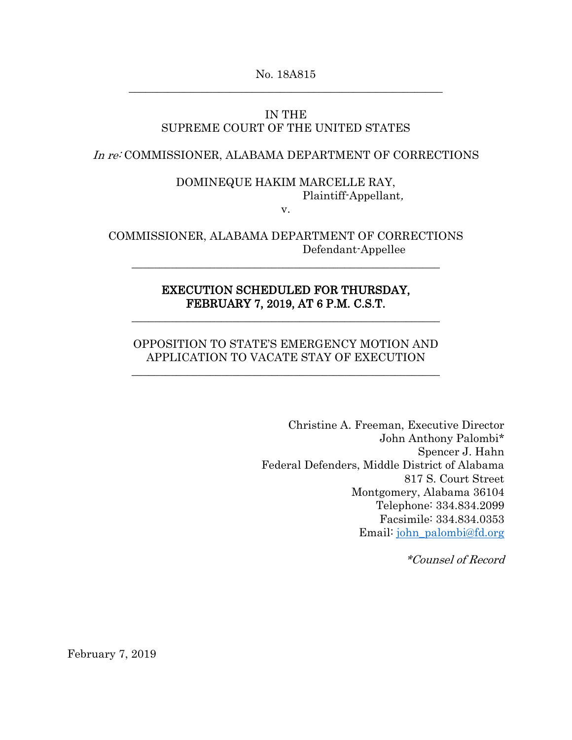No. 18A815

---

IN THE
SUPREME COURT OF THE UNITED STATES

*In re:* COMMISSIONER, ALABAMA DEPARTMENT OF CORRECTIONS

DOMINEQUE HAKIM MARCELLE RAY,
Plaintiff-Appellant*,*
v.

COMMISSIONER, ALABAMA DEPARTMENT OF CORRECTIONS
Defendant-Appellee

---

**EXECUTION SCHEDULED FOR THURSDAY, FEBRUARY 7, 2019, AT 6 P.M. C.S.T.**

---

OPPOSITION TO STATE'S EMERGENCY MOTION AND APPLICATION TO VACATE STAY OF EXECUTION

---

Christine A. Freeman, Executive Director
John Anthony Palombi*
Spencer J. Hahn
Federal Defenders, Middle District of Alabama
817 S. Court Street
Montgomery, Alabama 36104
Telephone: 334.834.2099
Facsimile: 334.834.0353
Email: john_palombi@fd.org

**Counsel of Record*

February 7, 2019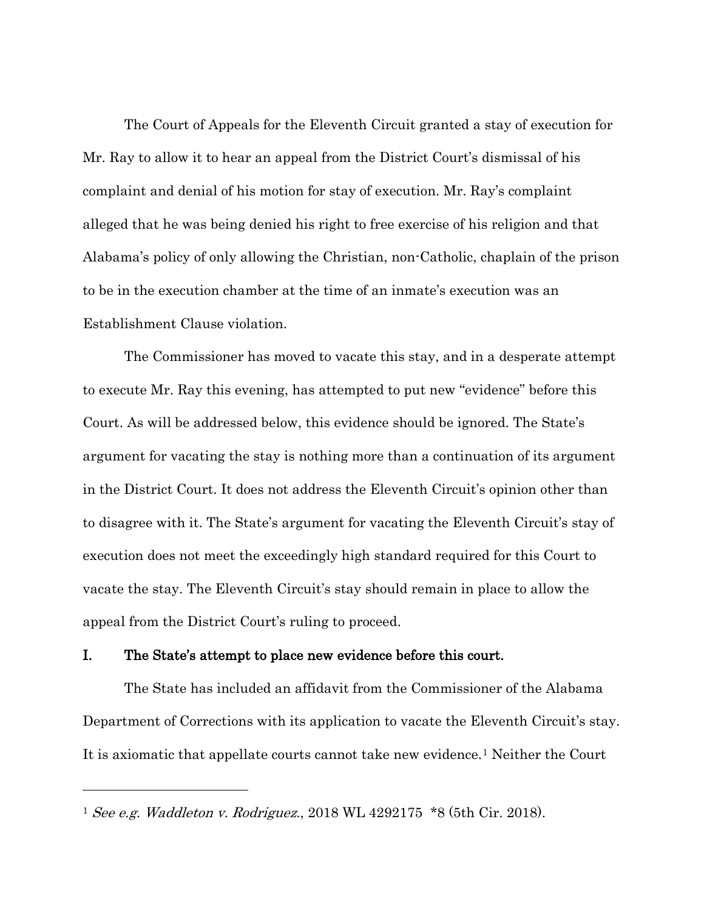The Court of Appeals for the Eleventh Circuit granted a stay of execution for Mr. Ray to allow it to hear an appeal from the District Court's dismissal of his complaint and denial of his motion for stay of execution. Mr. Ray's complaint alleged that he was being denied his right to free exercise of his religion and that Alabama's policy of only allowing the Christian, non-Catholic, chaplain of the prison to be in the execution chamber at the time of an inmate's execution was an Establishment Clause violation.

The Commissioner has moved to vacate this stay, and in a desperate attempt to execute Mr. Ray this evening, has attempted to put new "evidence" before this Court. As will be addressed below, this evidence should be ignored. The State's argument for vacating the stay is nothing more than a continuation of its argument in the District Court. It does not address the Eleventh Circuit's opinion other than to disagree with it. The State's argument for vacating the Eleventh Circuit's stay of execution does not meet the exceedingly high standard required for this Court to vacate the stay. The Eleventh Circuit's stay should remain in place to allow the appeal from the District Court's ruling to proceed.

## I. The State's attempt to place new evidence before this court.

The State has included an affidavit from the Commissioner of the Alabama Department of Corrections with its application to vacate the Eleventh Circuit's stay. It is axiomatic that appellate courts cannot take new evidence.[1] Neither the Court

---

[1] *See e.g. Waddleton v. Rodriguez.*, 2018 WL 4292175 *8 (5th Cir. 2018).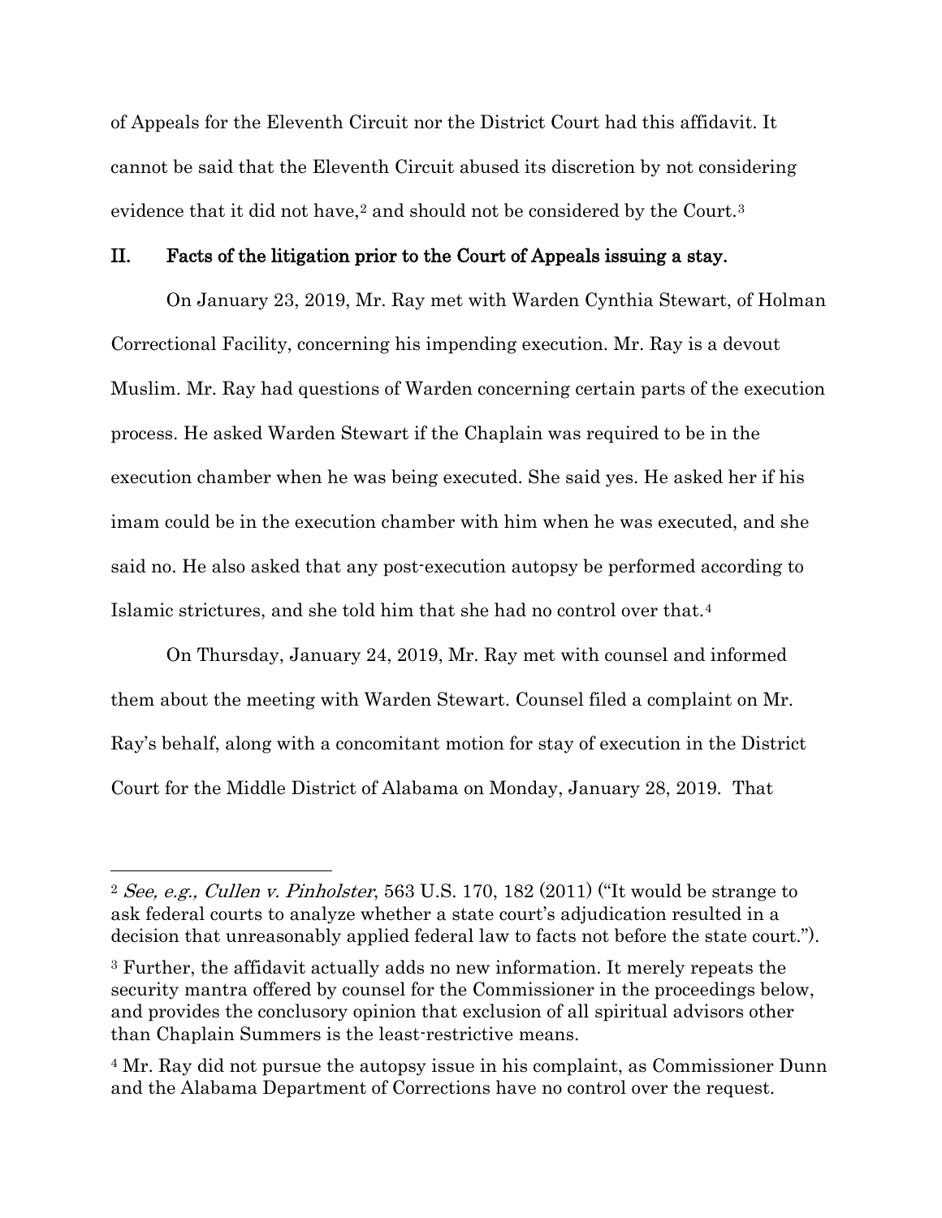of Appeals for the Eleventh Circuit nor the District Court had this affidavit. It cannot be said that the Eleventh Circuit abused its discretion by not considering evidence that it did not have,[2] and should not be considered by the Court.[3]

## II. Facts of the litigation prior to the Court of Appeals issuing a stay.

On January 23, 2019, Mr. Ray met with Warden Cynthia Stewart, of Holman Correctional Facility, concerning his impending execution. Mr. Ray is a devout Muslim. Mr. Ray had questions of Warden concerning certain parts of the execution process. He asked Warden Stewart if the Chaplain was required to be in the execution chamber when he was being executed. She said yes. He asked her if his imam could be in the execution chamber with him when he was executed, and she said no. He also asked that any post-execution autopsy be performed according to Islamic strictures, and she told him that she had no control over that.[4]

On Thursday, January 24, 2019, Mr. Ray met with counsel and informed them about the meeting with Warden Stewart. Counsel filed a complaint on Mr. Ray's behalf, along with a concomitant motion for stay of execution in the District Court for the Middle District of Alabama on Monday, January 28, 2019. That

---

[2] *See, e.g., Cullen v. Pinholster*, 563 U.S. 170, 182 (2011) ("It would be strange to ask federal courts to analyze whether a state court's adjudication resulted in a decision that unreasonably applied federal law to facts not before the state court.").

[3] Further, the affidavit actually adds no new information. It merely repeats the security mantra offered by counsel for the Commissioner in the proceedings below, and provides the conclusory opinion that exclusion of all spiritual advisors other than Chaplain Summers is the least-restrictive means.

[4] Mr. Ray did not pursue the autopsy issue in his complaint, as Commissioner Dunn and the Alabama Department of Corrections have no control over the request.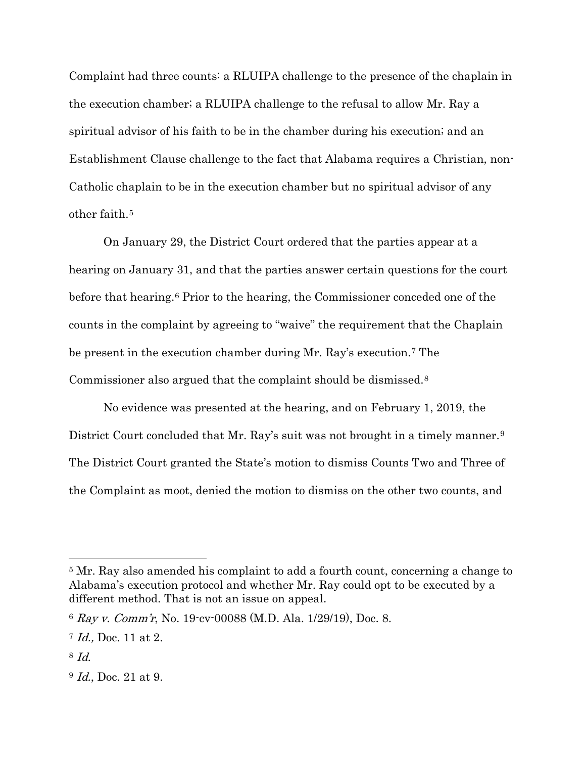Complaint had three counts: a RLUIPA challenge to the presence of the chaplain in the execution chamber; a RLUIPA challenge to the refusal to allow Mr. Ray a spiritual advisor of his faith to be in the chamber during his execution; and an Establishment Clause challenge to the fact that Alabama requires a Christian, non-Catholic chaplain to be in the execution chamber but no spiritual advisor of any other faith.[5]

On January 29, the District Court ordered that the parties appear at a hearing on January 31, and that the parties answer certain questions for the court before that hearing.[6] Prior to the hearing, the Commissioner conceded one of the counts in the complaint by agreeing to "waive" the requirement that the Chaplain be present in the execution chamber during Mr. Ray's execution.[7] The Commissioner also argued that the complaint should be dismissed.[8]

No evidence was presented at the hearing, and on February 1, 2019, the District Court concluded that Mr. Ray's suit was not brought in a timely manner.[9] The District Court granted the State's motion to dismiss Counts Two and Three of the Complaint as moot, denied the motion to dismiss on the other two counts, and

---

[5] Mr. Ray also amended his complaint to add a fourth count, concerning a change to Alabama's execution protocol and whether Mr. Ray could opt to be executed by a different method. That is not an issue on appeal.

[6] *Ray v. Comm'r*, No. 19-cv-00088 (M.D. Ala. 1/29/19), Doc. 8.

[7] *Id.,* Doc. 11 at 2.

[8] *Id.*

[9] *Id.*, Doc. 21 at 9.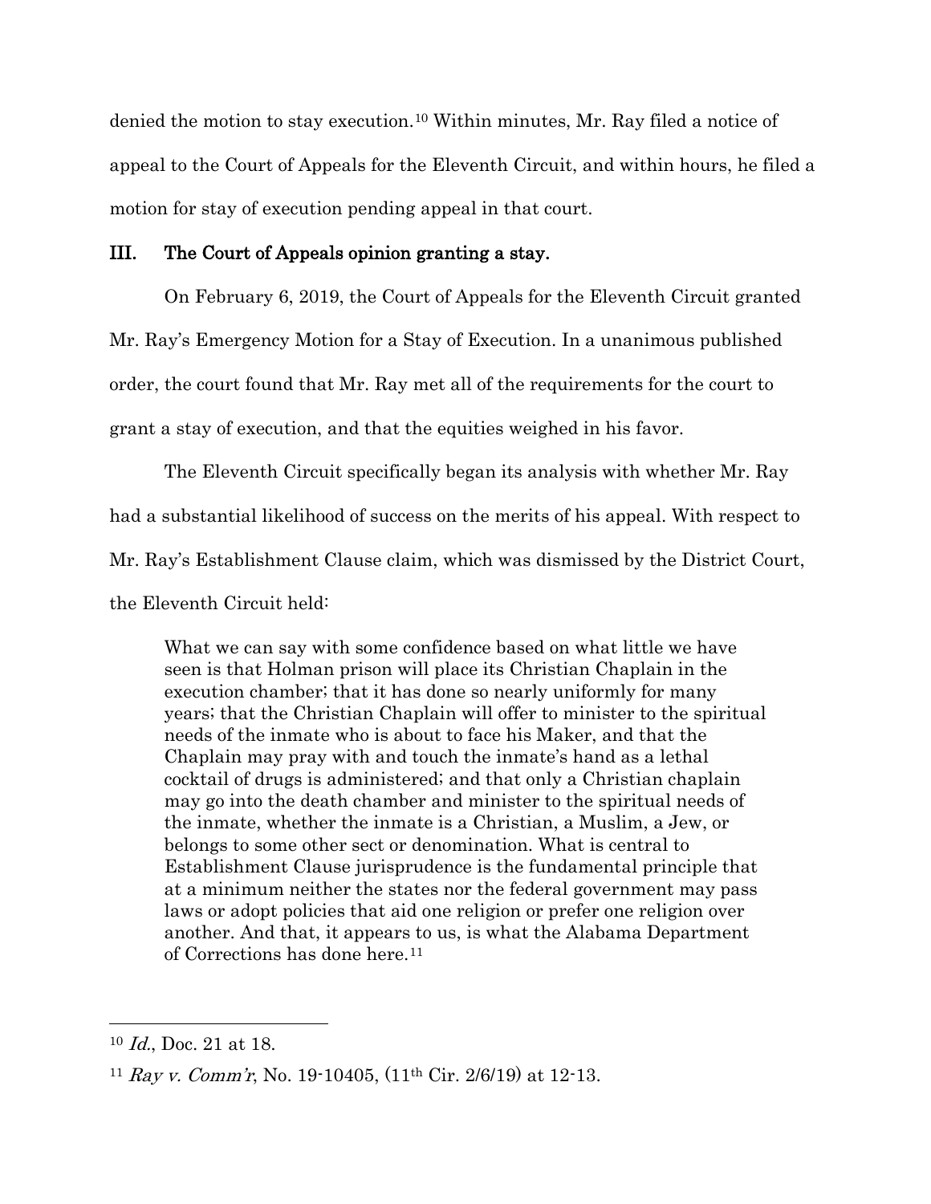denied the motion to stay execution.[10] Within minutes, Mr. Ray filed a notice of appeal to the Court of Appeals for the Eleventh Circuit, and within hours, he filed a motion for stay of execution pending appeal in that court.

## III. The Court of Appeals opinion granting a stay.

On February 6, 2019, the Court of Appeals for the Eleventh Circuit granted Mr. Ray's Emergency Motion for a Stay of Execution. In a unanimous published order, the court found that Mr. Ray met all of the requirements for the court to grant a stay of execution, and that the equities weighed in his favor.

The Eleventh Circuit specifically began its analysis with whether Mr. Ray had a substantial likelihood of success on the merits of his appeal. With respect to Mr. Ray's Establishment Clause claim, which was dismissed by the District Court, the Eleventh Circuit held:

> What we can say with some confidence based on what little we have seen is that Holman prison will place its Christian Chaplain in the execution chamber; that it has done so nearly uniformly for many years; that the Christian Chaplain will offer to minister to the spiritual needs of the inmate who is about to face his Maker, and that the Chaplain may pray with and touch the inmate's hand as a lethal cocktail of drugs is administered; and that only a Christian chaplain may go into the death chamber and minister to the spiritual needs of the inmate, whether the inmate is a Christian, a Muslim, a Jew, or belongs to some other sect or denomination. What is central to Establishment Clause jurisprudence is the fundamental principle that at a minimum neither the states nor the federal government may pass laws or adopt policies that aid one religion or prefer one religion over another. And that, it appears to us, is what the Alabama Department of Corrections has done here.[11]

---

[10] *Id.*, Doc. 21 at 18.

[11] *Ray v. Comm'r*, No. 19-10405, (11th Cir. 2/6/19) at 12-13.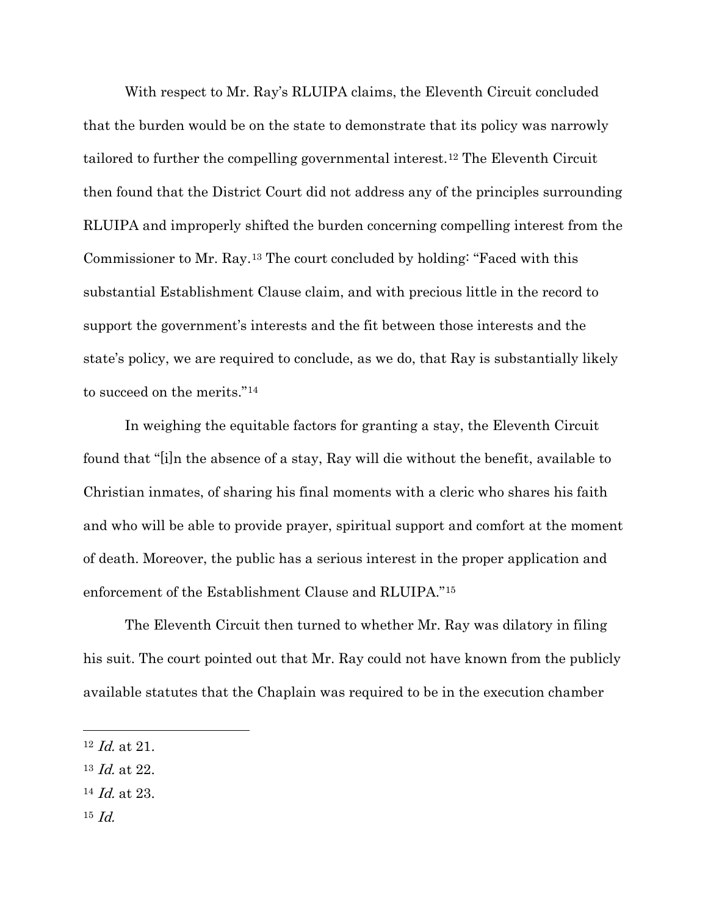With respect to Mr. Ray's RLUIPA claims, the Eleventh Circuit concluded that the burden would be on the state to demonstrate that its policy was narrowly tailored to further the compelling governmental interest.[12] The Eleventh Circuit then found that the District Court did not address any of the principles surrounding RLUIPA and improperly shifted the burden concerning compelling interest from the Commissioner to Mr. Ray.[13] The court concluded by holding: "Faced with this substantial Establishment Clause claim, and with precious little in the record to support the government's interests and the fit between those interests and the state's policy, we are required to conclude, as we do, that Ray is substantially likely to succeed on the merits."[14]

In weighing the equitable factors for granting a stay, the Eleventh Circuit found that "[i]n the absence of a stay, Ray will die without the benefit, available to Christian inmates, of sharing his final moments with a cleric who shares his faith and who will be able to provide prayer, spiritual support and comfort at the moment of death. Moreover, the public has a serious interest in the proper application and enforcement of the Establishment Clause and RLUIPA."[15]

The Eleventh Circuit then turned to whether Mr. Ray was dilatory in filing his suit. The court pointed out that Mr. Ray could not have known from the publicly available statutes that the Chaplain was required to be in the execution chamber

---

[12] *Id.* at 21.

[13] *Id.* at 22.

[14] *Id.* at 23.

[15] *Id.*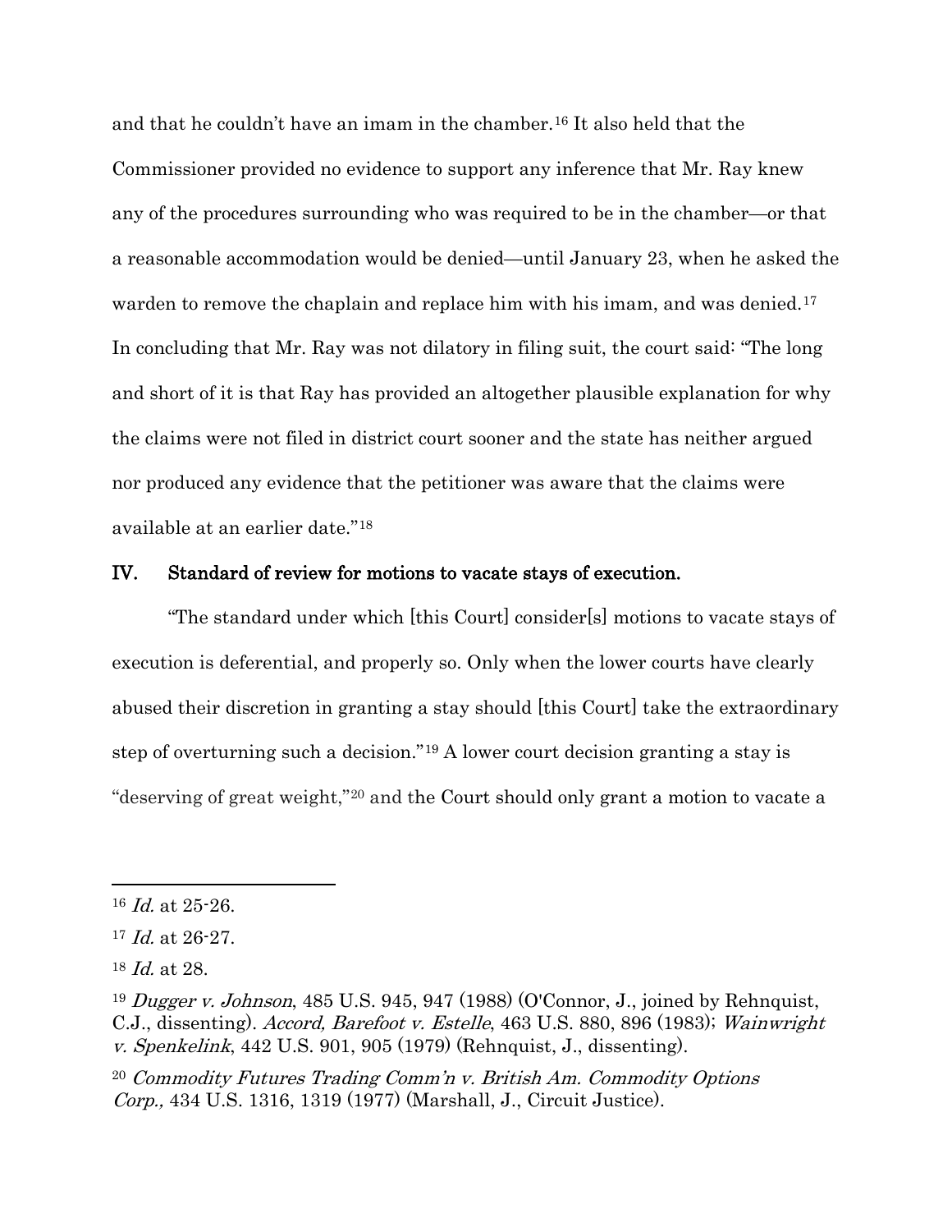and that he couldn't have an imam in the chamber.[16] It also held that the Commissioner provided no evidence to support any inference that Mr. Ray knew any of the procedures surrounding who was required to be in the chamber—or that a reasonable accommodation would be denied—until January 23, when he asked the warden to remove the chaplain and replace him with his imam, and was denied.[17] In concluding that Mr. Ray was not dilatory in filing suit, the court said: "The long and short of it is that Ray has provided an altogether plausible explanation for why the claims were not filed in district court sooner and the state has neither argued nor produced any evidence that the petitioner was aware that the claims were available at an earlier date."[18]

## IV. Standard of review for motions to vacate stays of execution.

"The standard under which [this Court] consider[s] motions to vacate stays of execution is deferential, and properly so. Only when the lower courts have clearly abused their discretion in granting a stay should [this Court] take the extraordinary step of overturning such a decision."[19] A lower court decision granting a stay is "deserving of great weight,"[20] and the Court should only grant a motion to vacate a

---

[16] *Id.* at 25-26.

[17] *Id.* at 26-27.

[18] *Id.* at 28.

[19] *Dugger v. Johnson*, 485 U.S. 945, 947 (1988) (O'Connor, J., joined by Rehnquist, C.J., dissenting). *Accord, Barefoot v. Estelle*, 463 U.S. 880, 896 (1983); *Wainwright v. Spenkelink*, 442 U.S. 901, 905 (1979) (Rehnquist, J., dissenting).

[20] *Commodity Futures Trading Comm'n v. British Am. Commodity Options Corp.,* 434 U.S. 1316, 1319 (1977) (Marshall, J., Circuit Justice).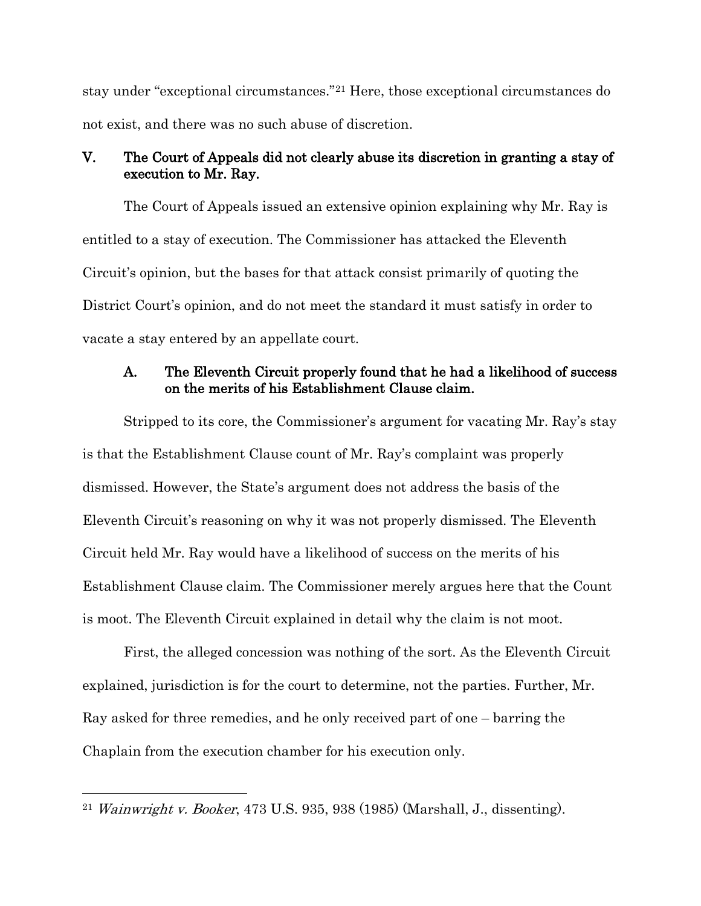stay under "exceptional circumstances."[21] Here, those exceptional circumstances do not exist, and there was no such abuse of discretion.

## V. The Court of Appeals did not clearly abuse its discretion in granting a stay of execution to Mr. Ray.

The Court of Appeals issued an extensive opinion explaining why Mr. Ray is entitled to a stay of execution. The Commissioner has attacked the Eleventh Circuit's opinion, but the bases for that attack consist primarily of quoting the District Court's opinion, and do not meet the standard it must satisfy in order to vacate a stay entered by an appellate court.

### A. The Eleventh Circuit properly found that he had a likelihood of success on the merits of his Establishment Clause claim.

Stripped to its core, the Commissioner's argument for vacating Mr. Ray's stay is that the Establishment Clause count of Mr. Ray's complaint was properly dismissed. However, the State's argument does not address the basis of the Eleventh Circuit's reasoning on why it was not properly dismissed. The Eleventh Circuit held Mr. Ray would have a likelihood of success on the merits of his Establishment Clause claim. The Commissioner merely argues here that the Count is moot. The Eleventh Circuit explained in detail why the claim is not moot.

First, the alleged concession was nothing of the sort. As the Eleventh Circuit explained, jurisdiction is for the court to determine, not the parties. Further, Mr. Ray asked for three remedies, and he only received part of one – barring the Chaplain from the execution chamber for his execution only.

---

[21] *Wainwright v. Booker*, 473 U.S. 935, 938 (1985) (Marshall, J., dissenting).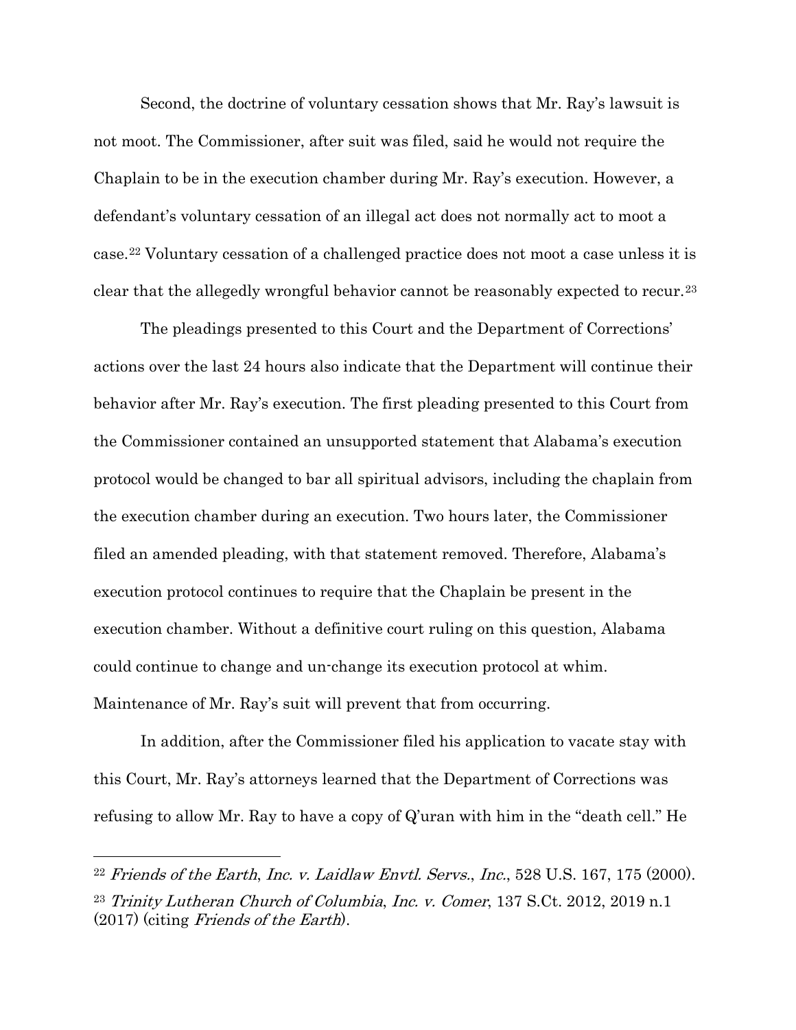Second, the doctrine of voluntary cessation shows that Mr. Ray's lawsuit is not moot. The Commissioner, after suit was filed, said he would not require the Chaplain to be in the execution chamber during Mr. Ray's execution. However, a defendant's voluntary cessation of an illegal act does not normally act to moot a case.[22] Voluntary cessation of a challenged practice does not moot a case unless it is clear that the allegedly wrongful behavior cannot be reasonably expected to recur.[23]

The pleadings presented to this Court and the Department of Corrections' actions over the last 24 hours also indicate that the Department will continue their behavior after Mr. Ray's execution. The first pleading presented to this Court from the Commissioner contained an unsupported statement that Alabama's execution protocol would be changed to bar all spiritual advisors, including the chaplain from the execution chamber during an execution. Two hours later, the Commissioner filed an amended pleading, with that statement removed. Therefore, Alabama's execution protocol continues to require that the Chaplain be present in the execution chamber. Without a definitive court ruling on this question, Alabama could continue to change and un-change its execution protocol at whim. Maintenance of Mr. Ray's suit will prevent that from occurring.

In addition, after the Commissioner filed his application to vacate stay with this Court, Mr. Ray's attorneys learned that the Department of Corrections was refusing to allow Mr. Ray to have a copy of Q'uran with him in the "death cell." He

---

[22] *Friends of the Earth, Inc. v. Laidlaw Envtl. Servs., Inc.*, 528 U.S. 167, 175 (2000).

[23] *Trinity Lutheran Church of Columbia, Inc. v. Comer*, 137 S.Ct. 2012, 2019 n.1 (2017) (citing *Friends of the Earth*).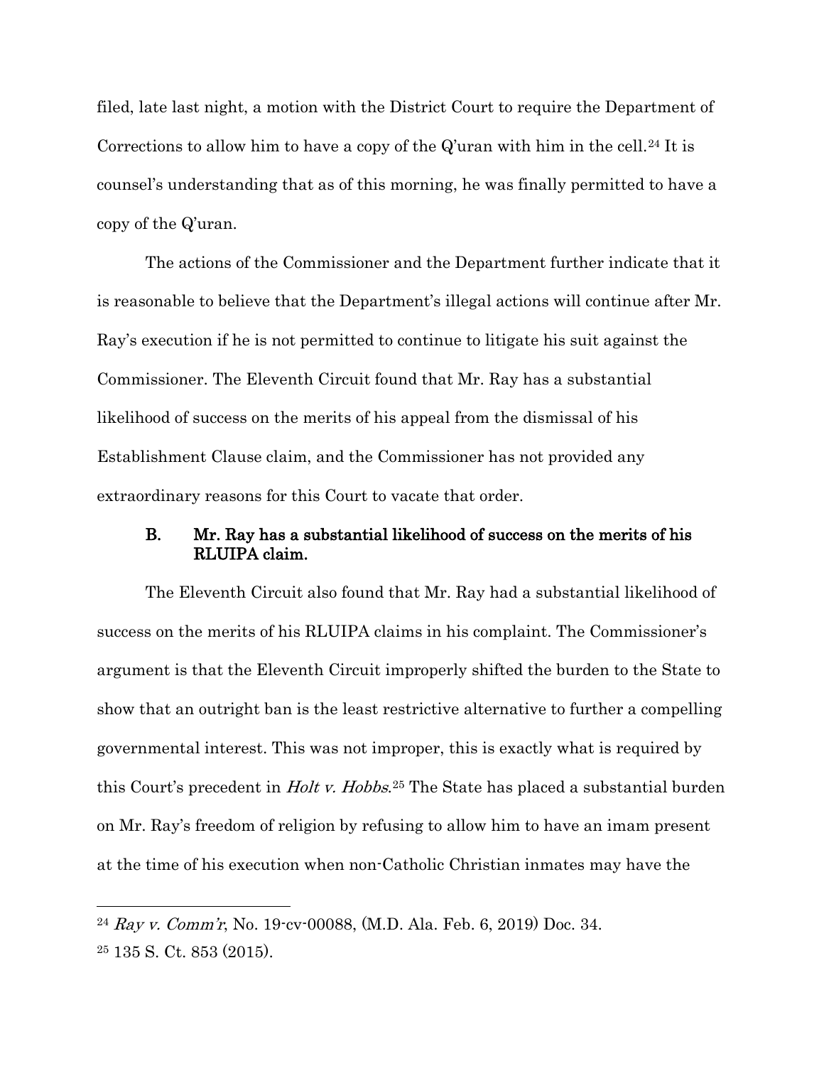filed, late last night, a motion with the District Court to require the Department of Corrections to allow him to have a copy of the Q'uran with him in the cell.[24] It is counsel's understanding that as of this morning, he was finally permitted to have a copy of the Q'uran.

The actions of the Commissioner and the Department further indicate that it is reasonable to believe that the Department's illegal actions will continue after Mr. Ray's execution if he is not permitted to continue to litigate his suit against the Commissioner. The Eleventh Circuit found that Mr. Ray has a substantial likelihood of success on the merits of his appeal from the dismissal of his Establishment Clause claim, and the Commissioner has not provided any extraordinary reasons for this Court to vacate that order.

### B. Mr. Ray has a substantial likelihood of success on the merits of his RLUIPA claim.

The Eleventh Circuit also found that Mr. Ray had a substantial likelihood of success on the merits of his RLUIPA claims in his complaint. The Commissioner's argument is that the Eleventh Circuit improperly shifted the burden to the State to show that an outright ban is the least restrictive alternative to further a compelling governmental interest. This was not improper, this is exactly what is required by this Court's precedent in *Holt v. Hobbs*.[25] The State has placed a substantial burden on Mr. Ray's freedom of religion by refusing to allow him to have an imam present at the time of his execution when non-Catholic Christian inmates may have the

---

[24] *Ray v. Comm'r*, No. 19-cv-00088, (M.D. Ala. Feb. 6, 2019) Doc. 34.

[25] 135 S. Ct. 853 (2015).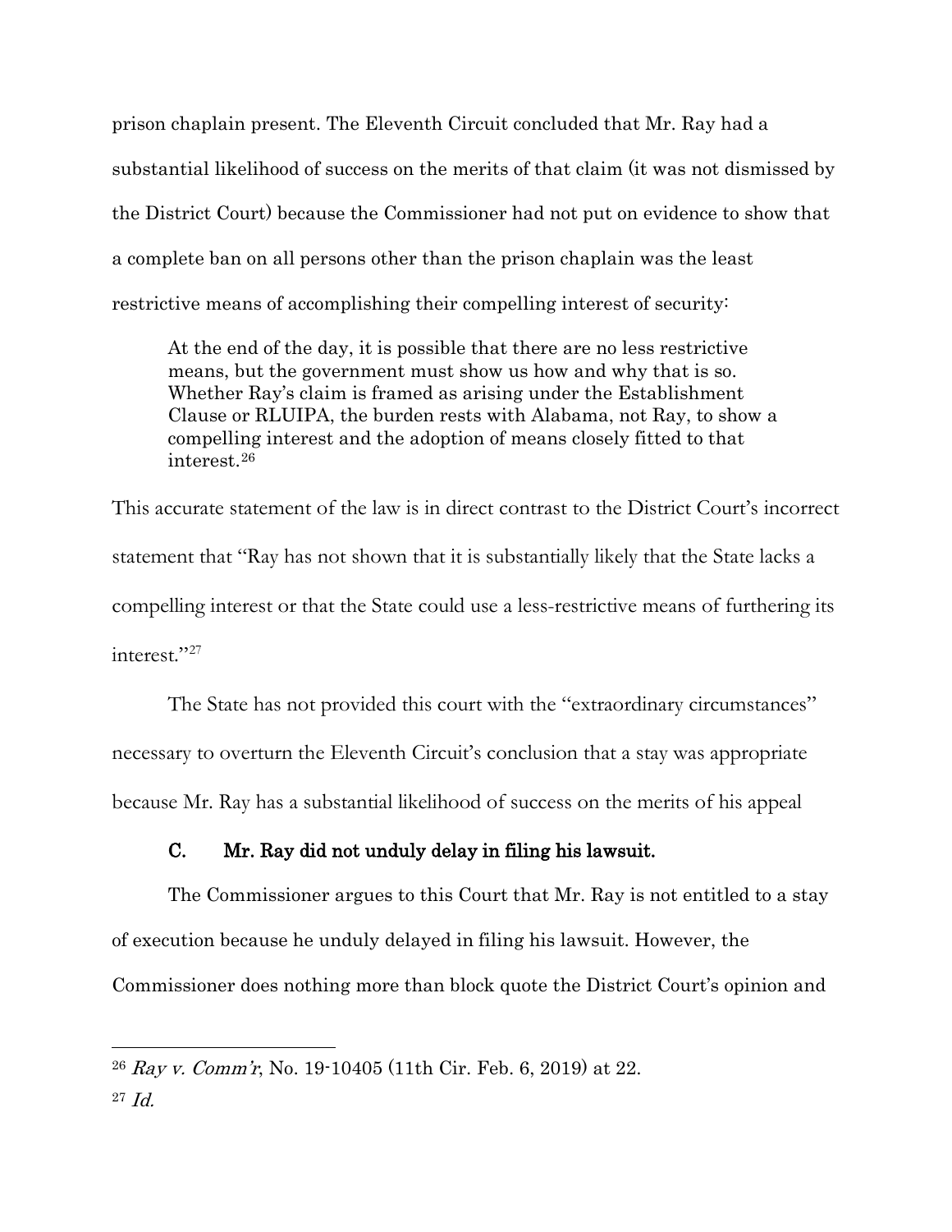prison chaplain present. The Eleventh Circuit concluded that Mr. Ray had a substantial likelihood of success on the merits of that claim (it was not dismissed by the District Court) because the Commissioner had not put on evidence to show that a complete ban on all persons other than the prison chaplain was the least restrictive means of accomplishing their compelling interest of security:

> At the end of the day, it is possible that there are no less restrictive means, but the government must show us how and why that is so. Whether Ray's claim is framed as arising under the Establishment Clause or RLUIPA, the burden rests with Alabama, not Ray, to show a compelling interest and the adoption of means closely fitted to that interest.[26]

This accurate statement of the law is in direct contrast to the District Court's incorrect statement that "Ray has not shown that it is substantially likely that the State lacks a compelling interest or that the State could use a less-restrictive means of furthering its interest."[27]

The State has not provided this court with the "extraordinary circumstances" necessary to overturn the Eleventh Circuit's conclusion that a stay was appropriate because Mr. Ray has a substantial likelihood of success on the merits of his appeal

### C. Mr. Ray did not unduly delay in filing his lawsuit.

The Commissioner argues to this Court that Mr. Ray is not entitled to a stay of execution because he unduly delayed in filing his lawsuit. However, the Commissioner does nothing more than block quote the District Court's opinion and

---

[26] *Ray v. Comm'r*, No. 19-10405 (11th Cir. Feb. 6, 2019) at 22.

[27] *Id.*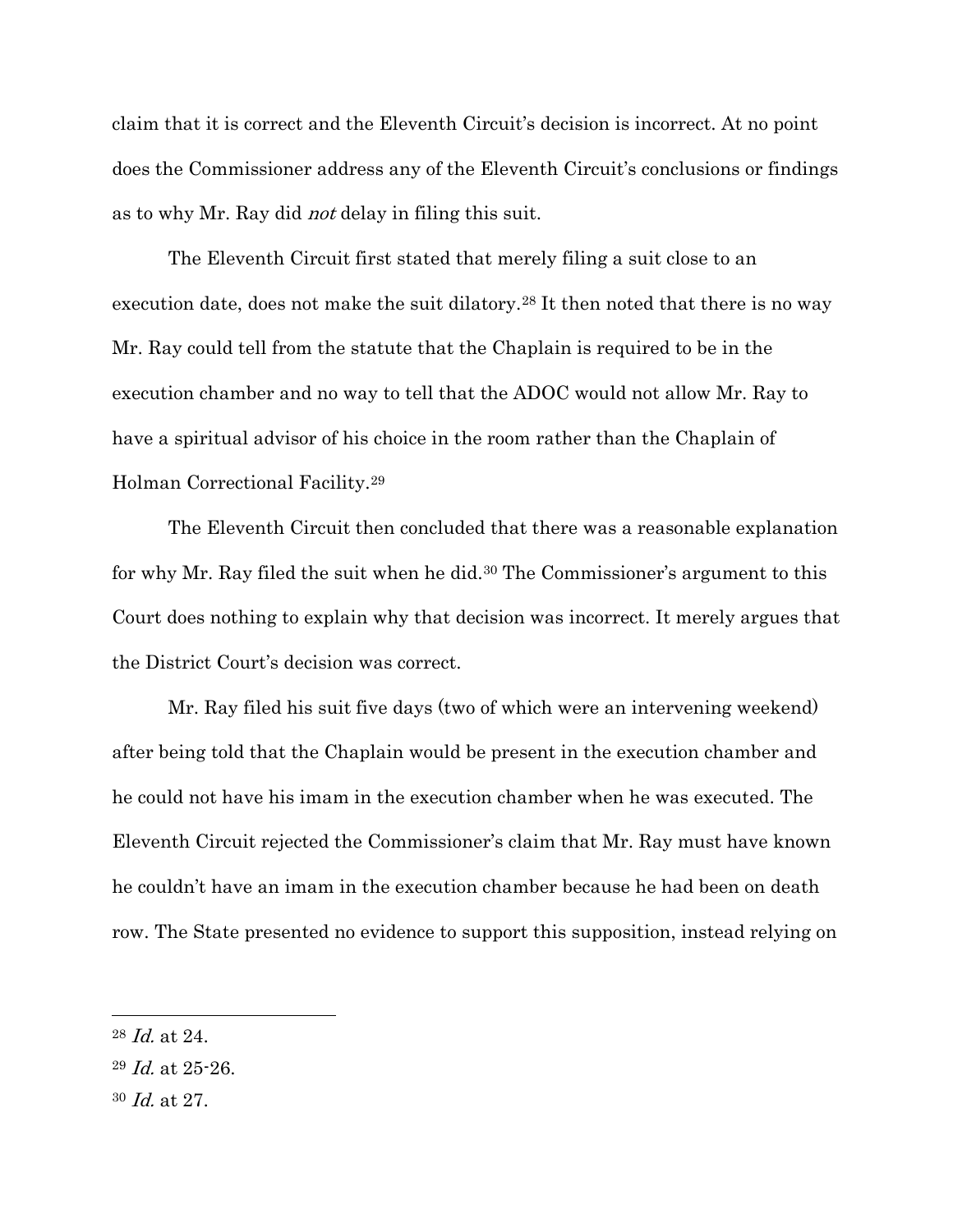claim that it is correct and the Eleventh Circuit's decision is incorrect. At no point does the Commissioner address any of the Eleventh Circuit's conclusions or findings as to why Mr. Ray did *not* delay in filing this suit.

The Eleventh Circuit first stated that merely filing a suit close to an execution date, does not make the suit dilatory.[28] It then noted that there is no way Mr. Ray could tell from the statute that the Chaplain is required to be in the execution chamber and no way to tell that the ADOC would not allow Mr. Ray to have a spiritual advisor of his choice in the room rather than the Chaplain of Holman Correctional Facility.[29]

The Eleventh Circuit then concluded that there was a reasonable explanation for why Mr. Ray filed the suit when he did.[30] The Commissioner's argument to this Court does nothing to explain why that decision was incorrect. It merely argues that the District Court's decision was correct.

Mr. Ray filed his suit five days (two of which were an intervening weekend) after being told that the Chaplain would be present in the execution chamber and he could not have his imam in the execution chamber when he was executed. The Eleventh Circuit rejected the Commissioner's claim that Mr. Ray must have known he couldn't have an imam in the execution chamber because he had been on death row. The State presented no evidence to support this supposition, instead relying on

---

[28] *Id.* at 24.

[29] *Id.* at 25-26.

[30] *Id.* at 27.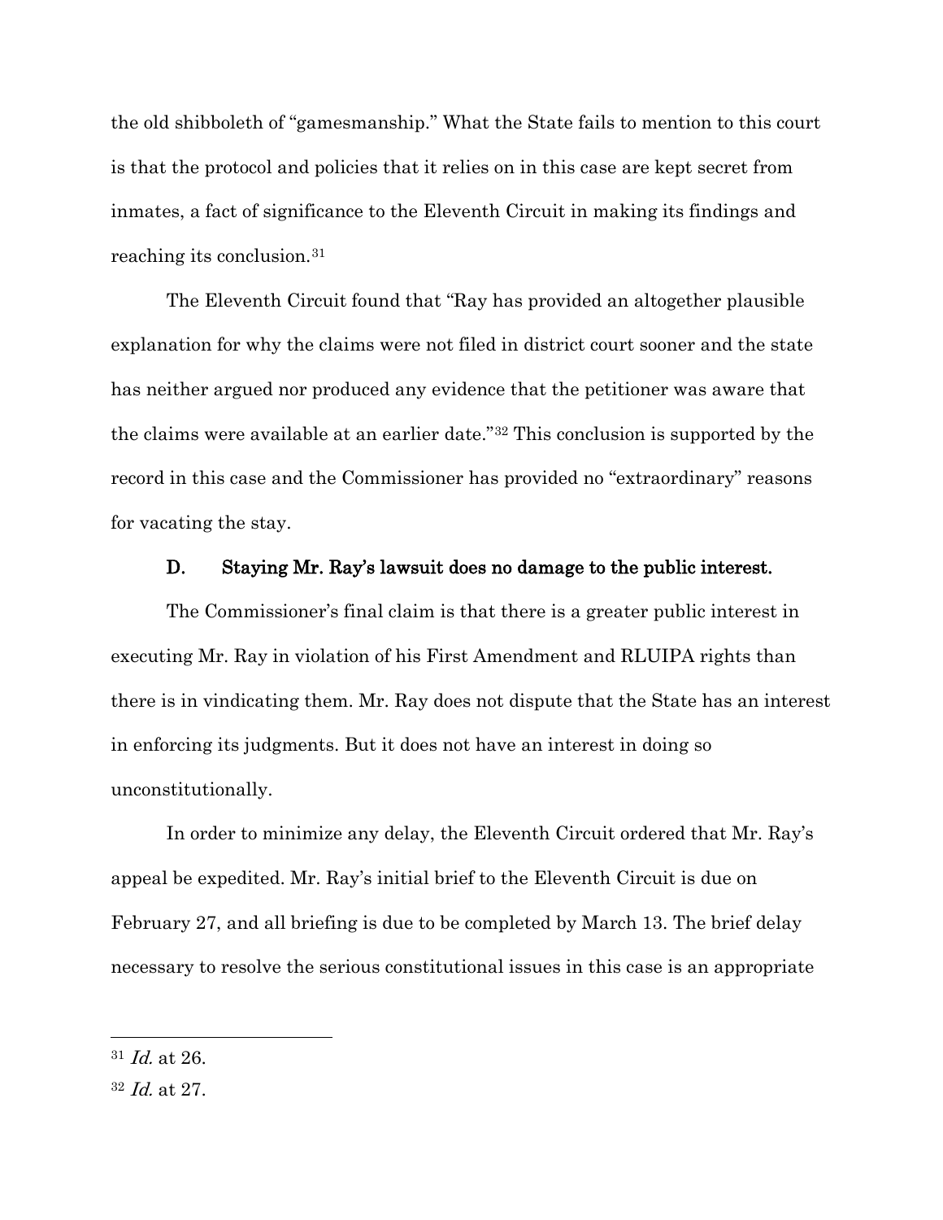the old shibboleth of "gamesmanship." What the State fails to mention to this court is that the protocol and policies that it relies on in this case are kept secret from inmates, a fact of significance to the Eleventh Circuit in making its findings and reaching its conclusion.[31]

The Eleventh Circuit found that "Ray has provided an altogether plausible explanation for why the claims were not filed in district court sooner and the state has neither argued nor produced any evidence that the petitioner was aware that the claims were available at an earlier date."[32] This conclusion is supported by the record in this case and the Commissioner has provided no "extraordinary" reasons for vacating the stay.

### D. Staying Mr. Ray's lawsuit does no damage to the public interest.

The Commissioner's final claim is that there is a greater public interest in executing Mr. Ray in violation of his First Amendment and RLUIPA rights than there is in vindicating them. Mr. Ray does not dispute that the State has an interest in enforcing its judgments. But it does not have an interest in doing so unconstitutionally.

In order to minimize any delay, the Eleventh Circuit ordered that Mr. Ray's appeal be expedited. Mr. Ray's initial brief to the Eleventh Circuit is due on February 27, and all briefing is due to be completed by March 13. The brief delay necessary to resolve the serious constitutional issues in this case is an appropriate

---

[31] *Id.* at 26.

[32] *Id.* at 27.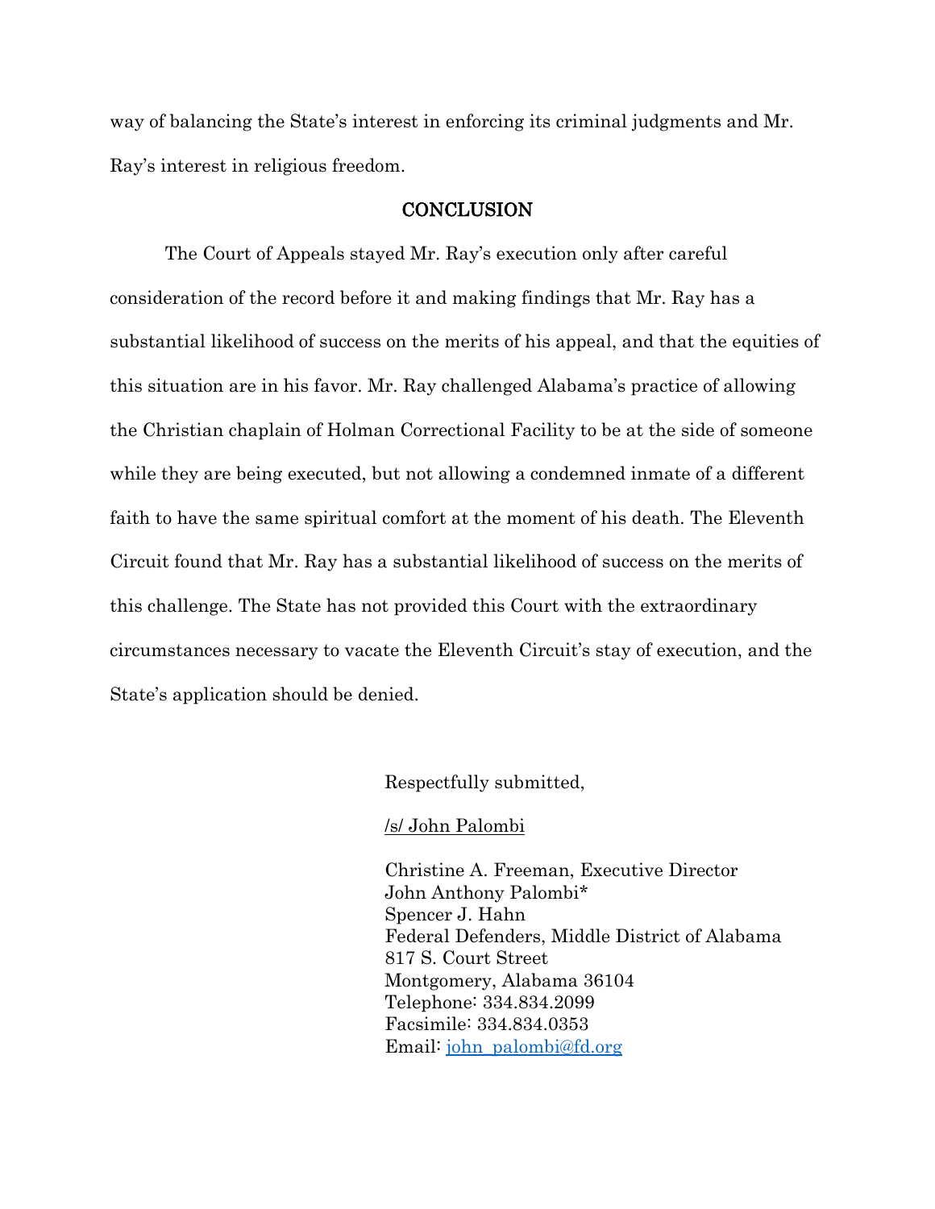way of balancing the State's interest in enforcing its criminal judgments and Mr. Ray's interest in religious freedom.

## CONCLUSION

The Court of Appeals stayed Mr. Ray's execution only after careful consideration of the record before it and making findings that Mr. Ray has a substantial likelihood of success on the merits of his appeal, and that the equities of this situation are in his favor. Mr. Ray challenged Alabama's practice of allowing the Christian chaplain of Holman Correctional Facility to be at the side of someone while they are being executed, but not allowing a condemned inmate of a different faith to have the same spiritual comfort at the moment of his death. The Eleventh Circuit found that Mr. Ray has a substantial likelihood of success on the merits of this challenge. The State has not provided this Court with the extraordinary circumstances necessary to vacate the Eleventh Circuit's stay of execution, and the State's application should be denied.

Respectfully submitted,

/s/ John Palombi

Christine A. Freeman, Executive Director
John Anthony Palombi*
Spencer J. Hahn
Federal Defenders, Middle District of Alabama
817 S. Court Street
Montgomery, Alabama 36104
Telephone: 334.834.2099
Facsimile: 334.834.0353
Email: john_palombi@fd.org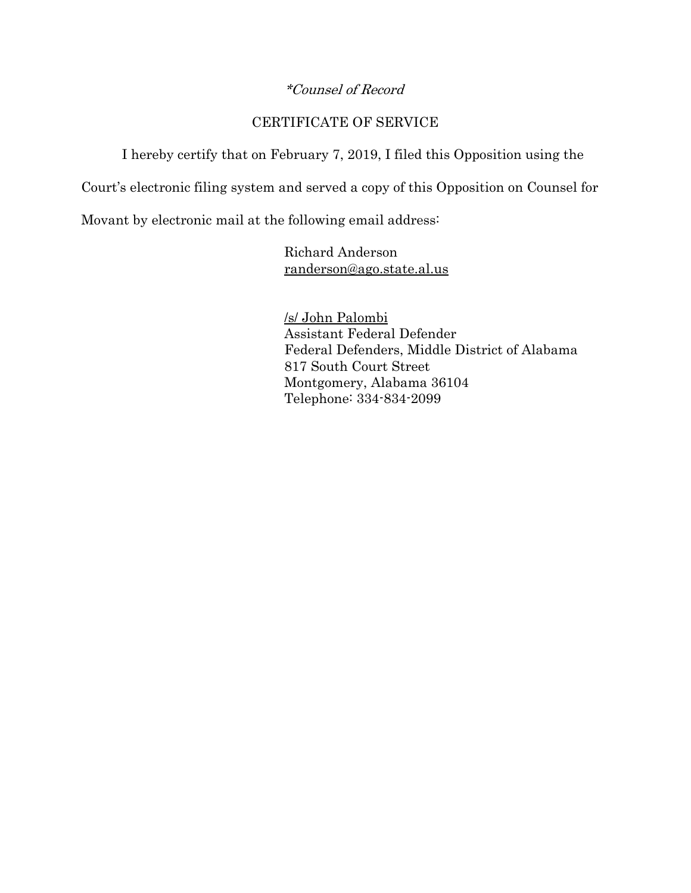*\*Counsel of Record*

## CERTIFICATE OF SERVICE

I hereby certify that on February 7, 2019, I filed this Opposition using the Court's electronic filing system and served a copy of this Opposition on Counsel for Movant by electronic mail at the following email address:

Richard Anderson
randerson@ago.state.al.us

/s/ John Palombi
Assistant Federal Defender
Federal Defenders, Middle District of Alabama
817 South Court Street
Montgomery, Alabama 36104
Telephone: 334-834-2099